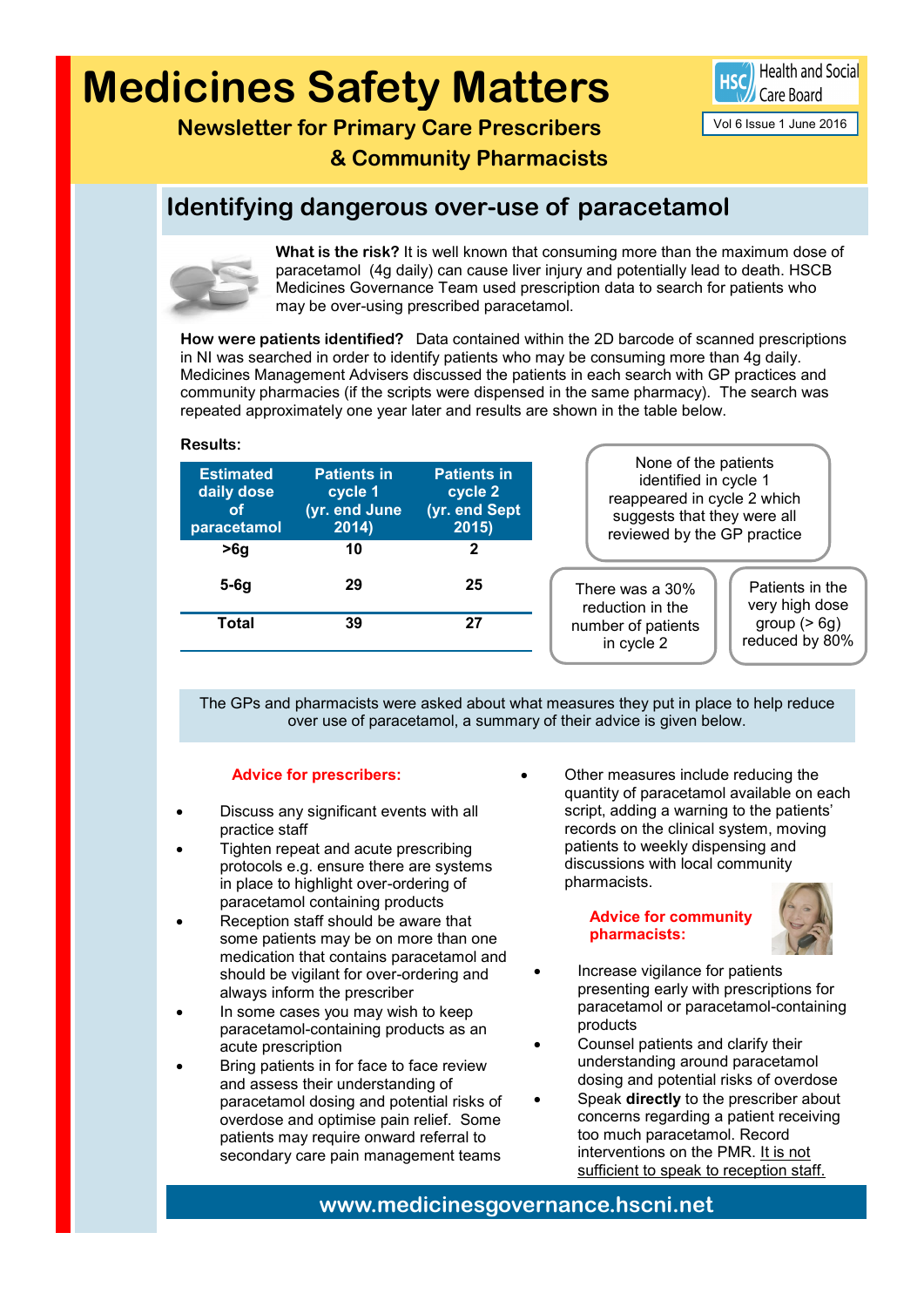# Medicines Safety Matters

**Newsletter for Primary Care Prescribers & Community Pharmacists**

Health and Social Care Board

Vol 6 Issue 1 June 2016

## Identifying dangerous over-use of paracetamol

**What is the risk?** It is well known that consuming more than the maximum dose of paracetamol (4g daily) can cause liver injury and potentially lead to death. HSCB Medicines Governance Team used prescription data to search for patients who may be over-using prescribed paracetamol.

**How were patients identified?** Data contained within the 2D barcode of scanned prescriptions in NI was searched in order to identify patients who may be consuming more than 4g daily. Medicines Management Advisers discussed the patients in each search with GP practices and community pharmacies (if the scripts were dispensed in the same pharmacy). The search was repeated approximately one year later and results are shown in the table below.

**Results:**

| Estimated daily dose of paracetamol | Patients in cycle 1 (yr. end June 2014) | Patients in cycle 2 (yr. end Sept 2015) |
|---|---|---|
| >6g | 10 | 2 |
| 5-6g | 29 | 25 |
| Total | 39 | 27 |

None of the patients identified in cycle 1 reappeared in cycle 2 which suggests that they were all reviewed by the GP practice

There was a 30% reduction in the number of patients in cycle 2

Patients in the very high dose group (> 6g) reduced by 80%

The GPs and pharmacists were asked about what measures they put in place to help reduce over use of paracetamol, a summary of their advice is given below.

### Advice for prescribers:

- Discuss any significant events with all practice staff
- Tighten repeat and acute prescribing protocols e.g. ensure there are systems in place to highlight over-ordering of paracetamol containing products
- Reception staff should be aware that some patients may be on more than one medication that contains paracetamol and should be vigilant for over-ordering and always inform the prescriber
- In some cases you may wish to keep paracetamol-containing products as an acute prescription
- Bring patients in for face to face review and assess their understanding of paracetamol dosing and potential risks of overdose and optimise pain relief. Some patients may require onward referral to secondary care pain management teams
- Other measures include reducing the quantity of paracetamol available on each script, adding a warning to the patients' records on the clinical system, moving patients to weekly dispensing and discussions with local community pharmacists.

### Advice for community pharmacists:

- Increase vigilance for patients presenting early with prescriptions for paracetamol or paracetamol-containing products
- Counsel patients and clarify their understanding around paracetamol dosing and potential risks of overdose
- Speak **directly** to the prescriber about concerns regarding a patient receiving too much paracetamol. Record interventions on the PMR. <u>It is not sufficient to speak to reception staff.</u>

**www.medicinesgovernance.hscni.net**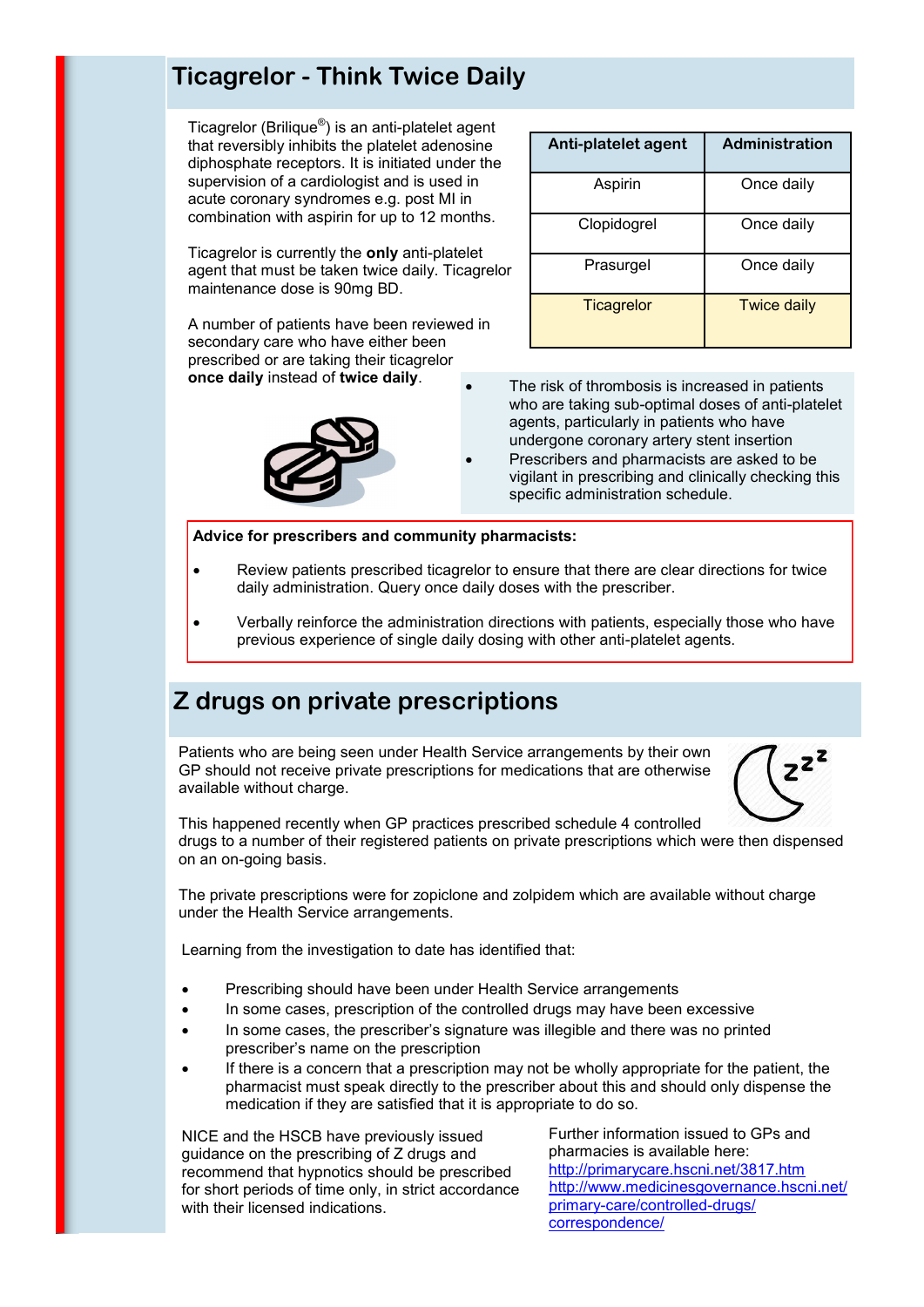## Ticagrelor - Think Twice Daily

Ticagrelor (Brilique®) is an anti-platelet agent that reversibly inhibits the platelet adenosine diphosphate receptors. It is initiated under the supervision of a cardiologist and is used in acute coronary syndromes e.g. post MI in combination with aspirin for up to 12 months.

Ticagrelor is currently the **only** anti-platelet agent that must be taken twice daily. Ticagrelor maintenance dose is 90mg BD.

A number of patients have been reviewed in secondary care who have either been prescribed or are taking their ticagrelor **once daily** instead of **twice daily**.

| Anti-platelet agent | Administration |
|---|---|
| Aspirin | Once daily |
| Clopidogrel | Once daily |
| Prasurgel | Once daily |
| Ticagrelor | Twice daily |

- The risk of thrombosis is increased in patients who are taking sub-optimal doses of anti-platelet agents, particularly in patients who have undergone coronary artery stent insertion
- Prescribers and pharmacists are asked to be vigilant in prescribing and clinically checking this specific administration schedule.

**Advice for prescribers and community pharmacists:**

- Review patients prescribed ticagrelor to ensure that there are clear directions for twice daily administration. Query once daily doses with the prescriber.
- Verbally reinforce the administration directions with patients, especially those who have previous experience of single daily dosing with other anti-platelet agents.

## Z drugs on private prescriptions

Patients who are being seen under Health Service arrangements by their own GP should not receive private prescriptions for medications that are otherwise available without charge.

This happened recently when GP practices prescribed schedule 4 controlled drugs to a number of their registered patients on private prescriptions which were then dispensed on an on-going basis.

The private prescriptions were for zopiclone and zolpidem which are available without charge under the Health Service arrangements.

Learning from the investigation to date has identified that:

- Prescribing should have been under Health Service arrangements
- In some cases, prescription of the controlled drugs may have been excessive
- In some cases, the prescriber's signature was illegible and there was no printed prescriber's name on the prescription
- If there is a concern that a prescription may not be wholly appropriate for the patient, the pharmacist must speak directly to the prescriber about this and should only dispense the medication if they are satisfied that it is appropriate to do so.

NICE and the HSCB have previously issued guidance on the prescribing of Z drugs and recommend that hypnotics should be prescribed for short periods of time only, in strict accordance with their licensed indications.

Further information issued to GPs and pharmacies is available here:
http://primarycare.hscni.net/3817.htm
http://www.medicinesgovernance.hscni.net/primary-care/controlled-drugs/correspondence/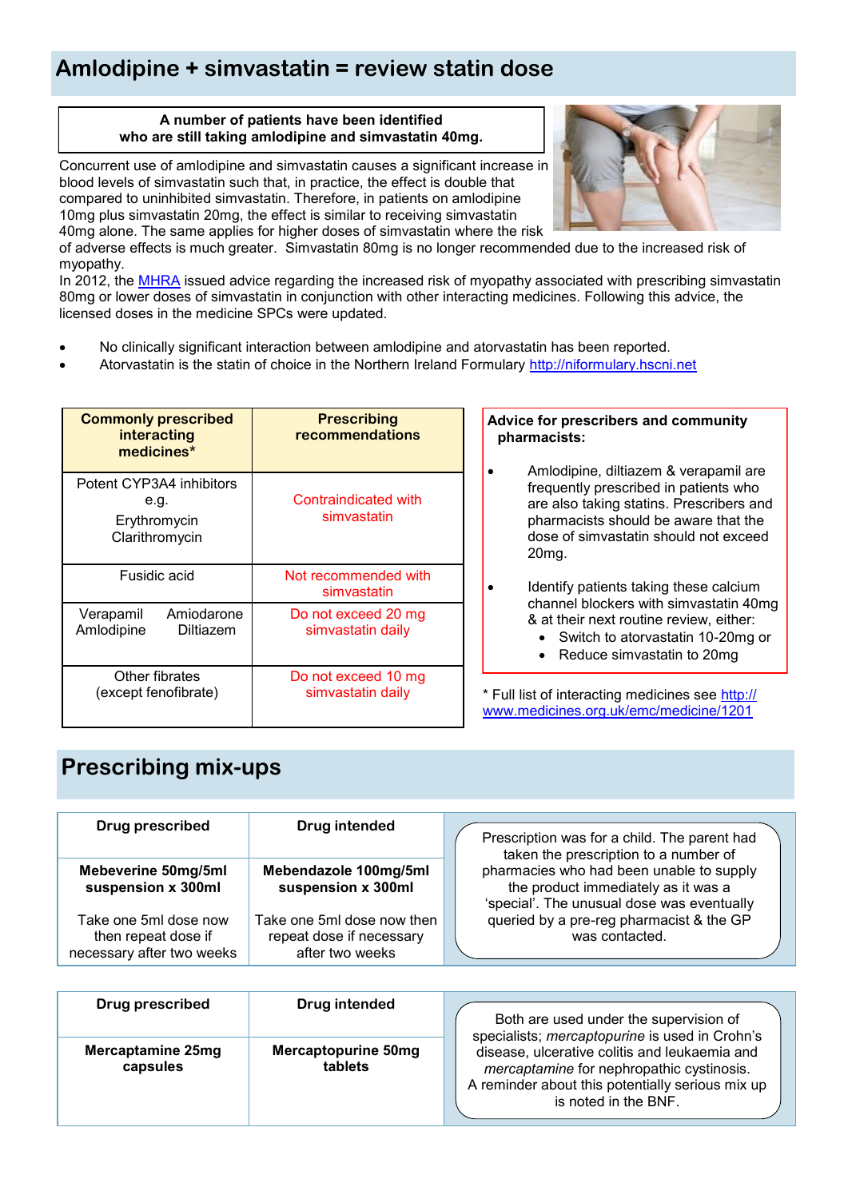## Amlodipine + simvastatin = review statin dose

**A number of patients have been identified who are still taking amlodipine and simvastatin 40mg.**

Concurrent use of amlodipine and simvastatin causes a significant increase in blood levels of simvastatin such that, in practice, the effect is double that compared to uninhibited simvastatin. Therefore, in patients on amlodipine 10mg plus simvastatin 20mg, the effect is similar to receiving simvastatin 40mg alone. The same applies for higher doses of simvastatin where the risk of adverse effects is much greater. Simvastatin 80mg is no longer recommended due to the increased risk of myopathy.

In 2012, the MHRA issued advice regarding the increased risk of myopathy associated with prescribing simvastatin 80mg or lower doses of simvastatin in conjunction with other interacting medicines. Following this advice, the licensed doses in the medicine SPCs were updated.

- No clinically significant interaction between amlodipine and atorvastatin has been reported.
- Atorvastatin is the statin of choice in the Northern Ireland Formulary http://niformulary.hscni.net

| Commonly prescribed interacting medicines* | Prescribing recommendations |
|---|---|
| Potent CYP3A4 inhibitors e.g. Erythromycin Clarithromycin | Contraindicated with simvastatin |
| Fusidic acid | Not recommended with simvastatin |
| Verapamil Amlodipine Amiodarone Diltiazem | Do not exceed 20 mg simvastatin daily |
| Other fibrates (except fenofibrate) | Do not exceed 10 mg simvastatin daily |

**Advice for prescribers and community pharmacists:**

- Amlodipine, diltiazem & verapamil are frequently prescribed in patients who are also taking statins. Prescribers and pharmacists should be aware that the dose of simvastatin should not exceed 20mg.
- Identify patients taking these calcium channel blockers with simvastatin 40mg & at their next routine review, either:
  - Switch to atorvastatin 10-20mg or
  - Reduce simvastatin to 20mg

* Full list of interacting medicines see http://www.medicines.org.uk/emc/medicine/1201

## Prescribing mix-ups

| Drug prescribed | Drug intended |
|---|---|
| **Mebeverine 50mg/5ml suspension x 300ml** Take one 5ml dose now then repeat dose if necessary after two weeks | **Mebendazole 100mg/5ml suspension x 300ml** Take one 5ml dose now then repeat dose if necessary after two weeks |

Prescription was for a child. The parent had taken the prescription to a number of pharmacies who had been unable to supply the product immediately as it was a 'special'. The unusual dose was eventually queried by a pre-reg pharmacist & the GP was contacted.

| Drug prescribed | Drug intended |
|---|---|
| **Mercaptamine 25mg capsules** | **Mercaptopurine 50mg tablets** |

Both are used under the supervision of specialists; *mercaptopurine* is used in Crohn's disease, ulcerative colitis and leukaemia and *mercaptamine* for nephropathic cystinosis. A reminder about this potentially serious mix up is noted in the BNF.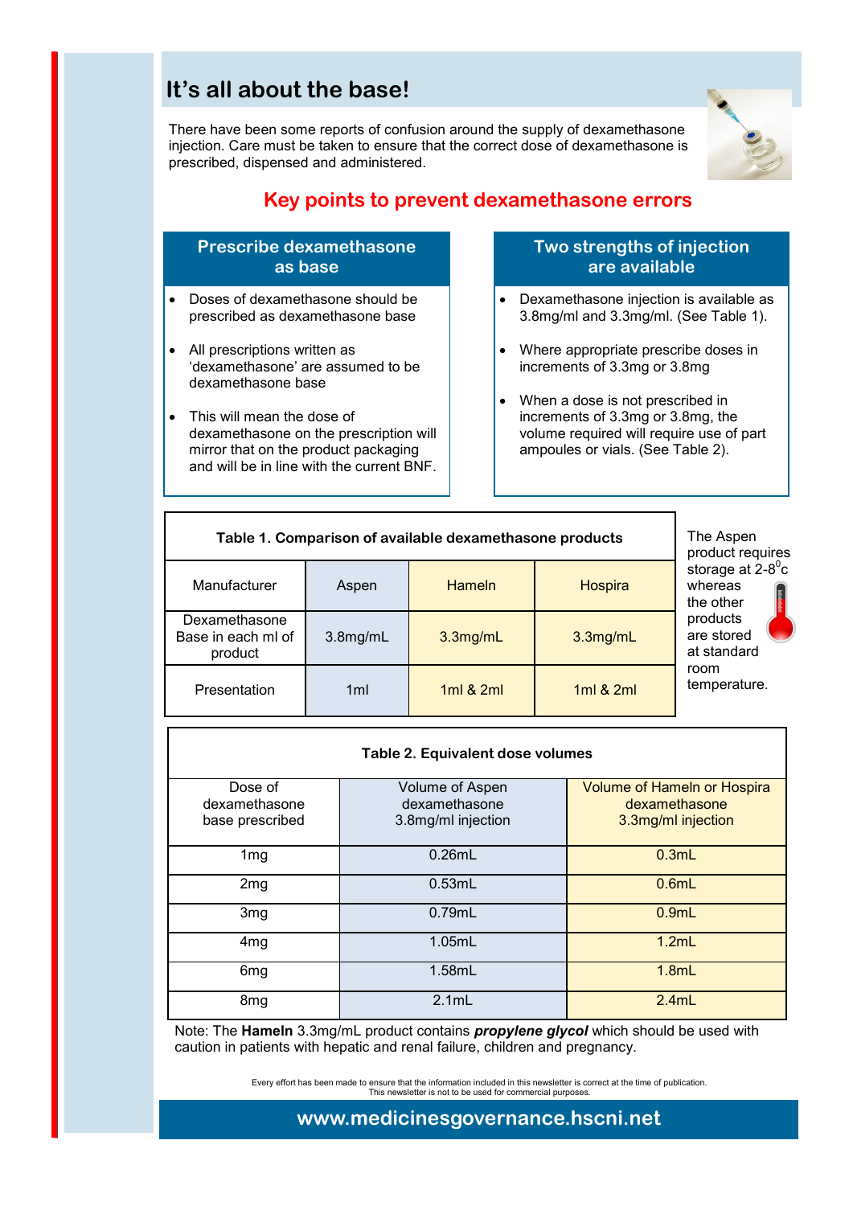# It's all about the base!

There have been some reports of confusion around the supply of dexamethasone injection. Care must be taken to ensure that the correct dose of dexamethasone is prescribed, dispensed and administered.

## Key points to prevent dexamethasone errors

### Prescribe dexamethasone as base

- Doses of dexamethasone should be prescribed as dexamethasone base
- All prescriptions written as 'dexamethasone' are assumed to be dexamethasone base
- This will mean the dose of dexamethasone on the prescription will mirror that on the product packaging and will be in line with the current BNF.

### Two strengths of injection are available

- Dexamethasone injection is available as 3.8mg/ml and 3.3mg/ml. (See Table 1).
- Where appropriate prescribe doses in increments of 3.3mg or 3.8mg
- When a dose is not prescribed in increments of 3.3mg or 3.8mg, the volume required will require use of part ampoules or vials. (See Table 2).

**Table 1. Comparison of available dexamethasone products**

| Manufacturer | Aspen | Hameln | Hospira |
|---|---|---|---|
| Dexamethasone Base in each ml of product | 3.8mg/mL | 3.3mg/mL | 3.3mg/mL |
| Presentation | 1ml | 1ml & 2ml | 1ml & 2ml |

The Aspen product requires storage at 2-8$^{0}$c whereas the other products are stored at standard room temperature.

**Table 2. Equivalent dose volumes**

| Dose of dexamethasone base prescribed | Volume of Aspen dexamethasone 3.8mg/ml injection | Volume of Hameln or Hospira dexamethasone 3.3mg/ml injection |
|---|---|---|
| 1mg | 0.26mL | 0.3mL |
| 2mg | 0.53mL | 0.6mL |
| 3mg | 0.79mL | 0.9mL |
| 4mg | 1.05mL | 1.2mL |
| 6mg | 1.58mL | 1.8mL |
| 8mg | 2.1mL | 2.4mL |

Note: The **Hameln** 3.3mg/mL product contains ***propylene glycol*** which should be used with caution in patients with hepatic and renal failure, children and pregnancy.

Every effort has been made to ensure that the information included in this newsletter is correct at the time of publication. This newsletter is not to be used for commercial purposes.

**www.medicinesgovernance.hscni.net**